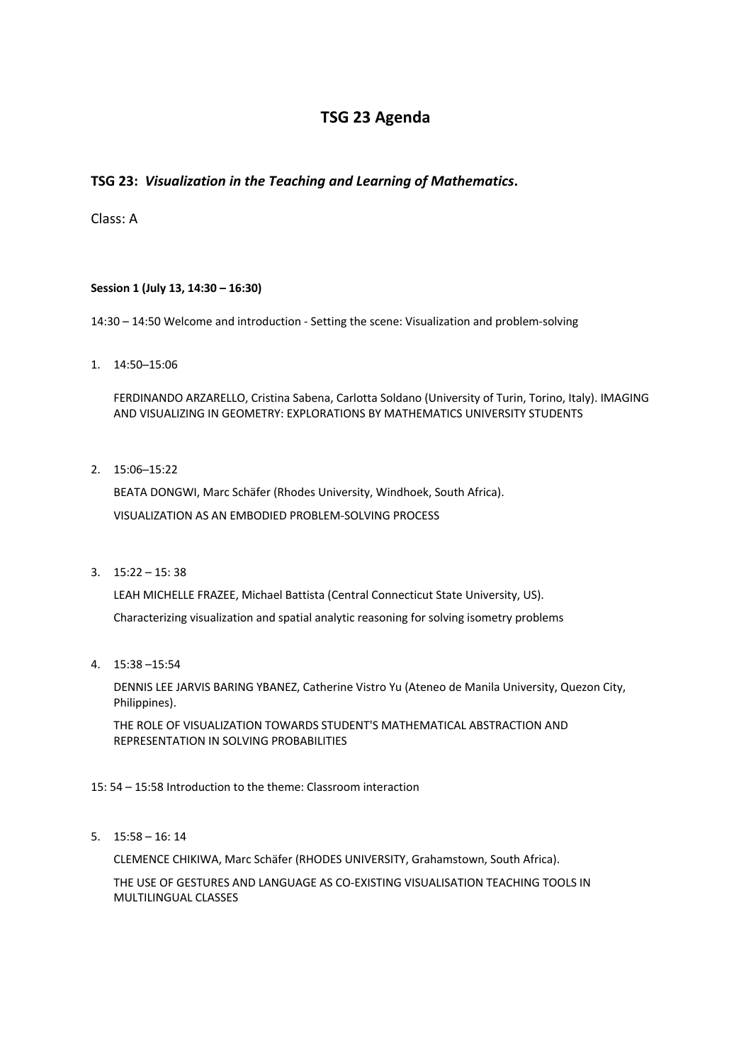# TSG 23 Agenda

## TSG 23: *Visualization in the Teaching and Learning of Mathematics*.

Class: A

#### Session 1 (July 13, 14:30 – 16:30)

14:30 – 14:50 Welcome and introduction - Setting the scene: Visualization and problem-solving

1. 14:50–15:06

   FERDINANDO ARZARELLO, Cristina Sabena, Carlotta Soldano (University of Turin, Torino, Italy). IMAGING AND VISUALIZING IN GEOMETRY: EXPLORATIONS BY MATHEMATICS UNIVERSITY STUDENTS

2. 15:06–15:22

   BEATA DONGWI, Marc Schäfer (Rhodes University, Windhoek, South Africa).

   VISUALIZATION AS AN EMBODIED PROBLEM-SOLVING PROCESS

3. 15:22 – 15: 38

   LEAH MICHELLE FRAZEE, Michael Battista (Central Connecticut State University, US).

   Characterizing visualization and spatial analytic reasoning for solving isometry problems

4. 15:38 –15:54

   DENNIS LEE JARVIS BARING YBANEZ, Catherine Vistro Yu (Ateneo de Manila University, Quezon City, Philippines).

   THE ROLE OF VISUALIZATION TOWARDS STUDENT'S MATHEMATICAL ABSTRACTION AND REPRESENTATION IN SOLVING PROBABILITIES

15: 54 – 15:58 Introduction to the theme: Classroom interaction

5. 15:58 – 16: 14

   CLEMENCE CHIKIWA, Marc Schäfer (RHODES UNIVERSITY, Grahamstown, South Africa).

   THE USE OF GESTURES AND LANGUAGE AS CO-EXISTING VISUALISATION TEACHING TOOLS IN MULTILINGUAL CLASSES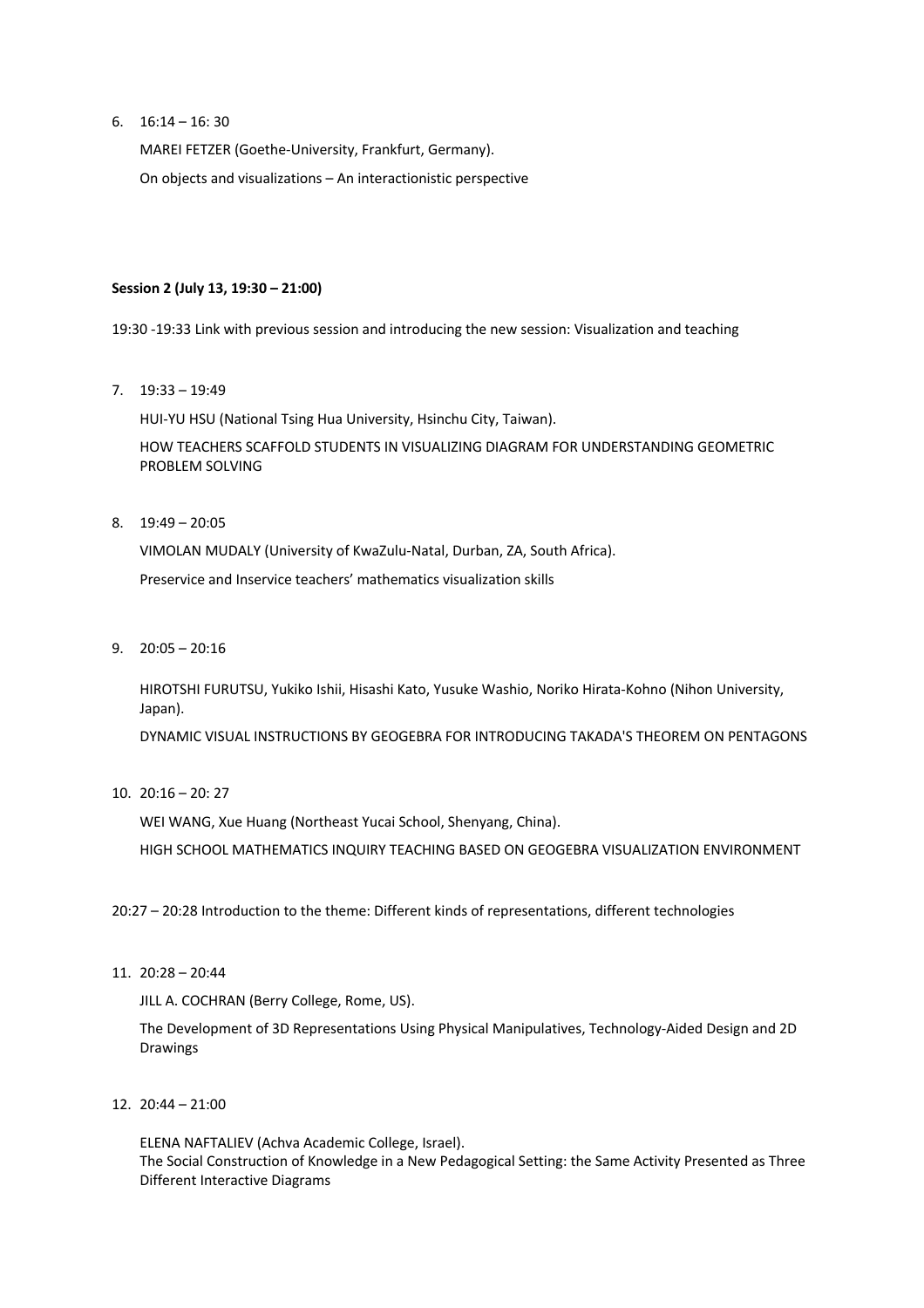6. 16:14 – 16: 30

   MAREI FETZER (Goethe-University, Frankfurt, Germany).

   On objects and visualizations – An interactionistic perspective

**Session 2 (July 13, 19:30 – 21:00)**

19:30 -19:33 Link with previous session and introducing the new session: Visualization and teaching

7. 19:33 – 19:49

   HUI-YU HSU (National Tsing Hua University, Hsinchu City, Taiwan).

   HOW TEACHERS SCAFFOLD STUDENTS IN VISUALIZING DIAGRAM FOR UNDERSTANDING GEOMETRIC PROBLEM SOLVING

8. 19:49 – 20:05

   VIMOLAN MUDALY (University of KwaZulu-Natal, Durban, ZA, South Africa).

   Preservice and Inservice teachers' mathematics visualization skills

9. 20:05 – 20:16

   HIROTSHI FURUTSU, Yukiko Ishii, Hisashi Kato, Yusuke Washio, Noriko Hirata-Kohno (Nihon University, Japan).

   DYNAMIC VISUAL INSTRUCTIONS BY GEOGEBRA FOR INTRODUCING TAKADA'S THEOREM ON PENTAGONS

10. 20:16 – 20: 27

    WEI WANG, Xue Huang (Northeast Yucai School, Shenyang, China).

    HIGH SCHOOL MATHEMATICS INQUIRY TEACHING BASED ON GEOGEBRA VISUALIZATION ENVIRONMENT

20:27 – 20:28 Introduction to the theme: Different kinds of representations, different technologies

11. 20:28 – 20:44

    JILL A. COCHRAN (Berry College, Rome, US).

    The Development of 3D Representations Using Physical Manipulatives, Technology-Aided Design and 2D Drawings

12. 20:44 – 21:00

    ELENA NAFTALIEV (Achva Academic College, Israel).
    The Social Construction of Knowledge in a New Pedagogical Setting: the Same Activity Presented as Three Different Interactive Diagrams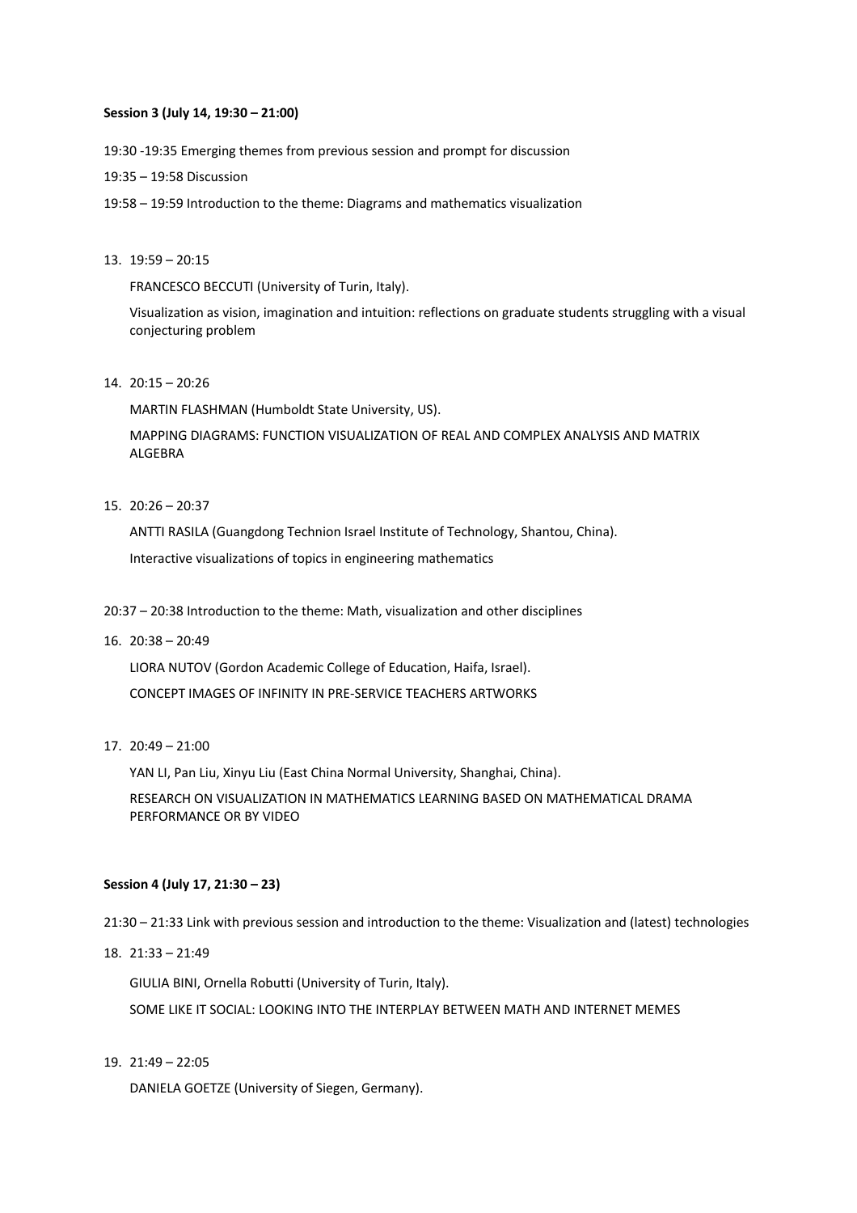**Session 3 (July 14, 19:30 – 21:00)**

19:30 -19:35 Emerging themes from previous session and prompt for discussion

19:35 – 19:58 Discussion

19:58 – 19:59 Introduction to the theme: Diagrams and mathematics visualization

13. 19:59 – 20:15

    FRANCESCO BECCUTI (University of Turin, Italy).

    Visualization as vision, imagination and intuition: reflections on graduate students struggling with a visual conjecturing problem

14. 20:15 – 20:26

    MARTIN FLASHMAN (Humboldt State University, US).

    MAPPING DIAGRAMS: FUNCTION VISUALIZATION OF REAL AND COMPLEX ANALYSIS AND MATRIX ALGEBRA

15. 20:26 – 20:37

    ANTTI RASILA (Guangdong Technion Israel Institute of Technology, Shantou, China).

    Interactive visualizations of topics in engineering mathematics

20:37 – 20:38 Introduction to the theme: Math, visualization and other disciplines

16. 20:38 – 20:49

    LIORA NUTOV (Gordon Academic College of Education, Haifa, Israel).

    CONCEPT IMAGES OF INFINITY IN PRE-SERVICE TEACHERS ARTWORKS

17. 20:49 – 21:00

    YAN LI, Pan Liu, Xinyu Liu (East China Normal University, Shanghai, China).

    RESEARCH ON VISUALIZATION IN MATHEMATICS LEARNING BASED ON MATHEMATICAL DRAMA PERFORMANCE OR BY VIDEO

**Session 4 (July 17, 21:30 – 23)**

21:30 – 21:33 Link with previous session and introduction to the theme: Visualization and (latest) technologies

18. 21:33 – 21:49

    GIULIA BINI, Ornella Robutti (University of Turin, Italy).

    SOME LIKE IT SOCIAL: LOOKING INTO THE INTERPLAY BETWEEN MATH AND INTERNET MEMES

19. 21:49 – 22:05

    DANIELA GOETZE (University of Siegen, Germany).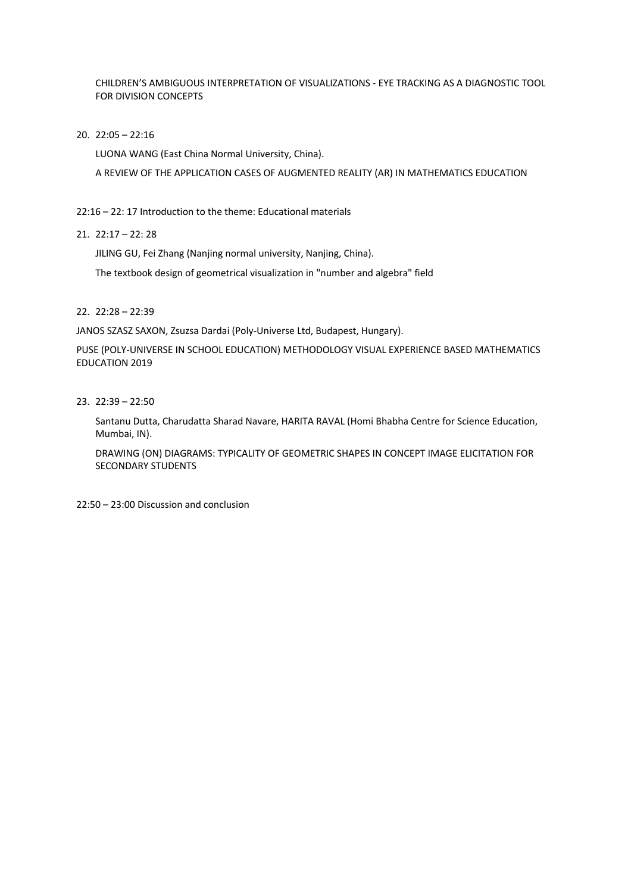CHILDREN'S AMBIGUOUS INTERPRETATION OF VISUALIZATIONS - EYE TRACKING AS A DIAGNOSTIC TOOL FOR DIVISION CONCEPTS

20. 22:05 – 22:16

    LUONA WANG (East China Normal University, China).

    A REVIEW OF THE APPLICATION CASES OF AUGMENTED REALITY (AR) IN MATHEMATICS EDUCATION

22:16 – 22: 17 Introduction to the theme: Educational materials

21. 22:17 – 22: 28

    JILING GU, Fei Zhang (Nanjing normal university, Nanjing, China).

    The textbook design of geometrical visualization in "number and algebra" field

22. 22:28 – 22:39

JANOS SZASZ SAXON, Zsuzsa Dardai (Poly-Universe Ltd, Budapest, Hungary).

PUSE (POLY-UNIVERSE IN SCHOOL EDUCATION) METHODOLOGY VISUAL EXPERIENCE BASED MATHEMATICS EDUCATION 2019

23. 22:39 – 22:50

    Santanu Dutta, Charudatta Sharad Navare, HARITA RAVAL (Homi Bhabha Centre for Science Education, Mumbai, IN).

    DRAWING (ON) DIAGRAMS: TYPICALITY OF GEOMETRIC SHAPES IN CONCEPT IMAGE ELICITATION FOR SECONDARY STUDENTS

22:50 – 23:00 Discussion and conclusion